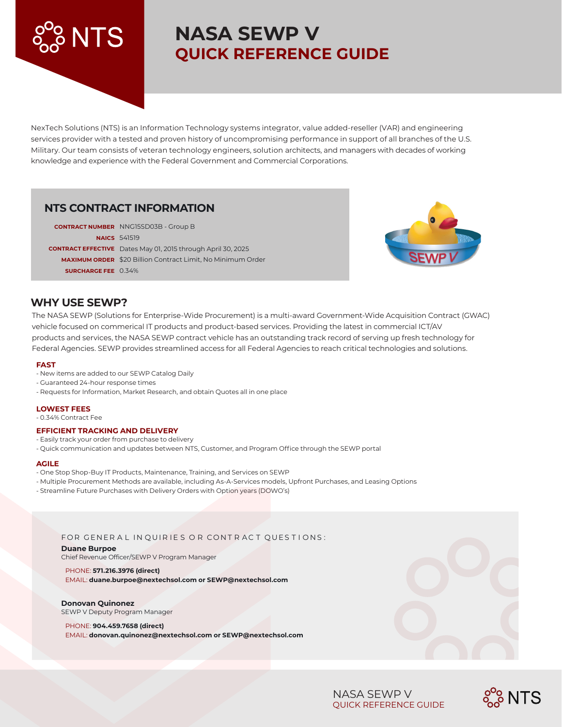# NASA SEWP V
## QUICK REFERENCE GUIDE

NexTech Solutions (NTS) is an Information Technology systems integrator, value added-reseller (VAR) and engineering services provider with a tested and proven history of uncompromising performance in support of all branches of the U.S. Military. Our team consists of veteran technology engineers, solution architects, and managers with decades of working knowledge and experience with the Federal Government and Commercial Corporations.

### NTS CONTRACT INFORMATION

| | |
|---|---|
| **CONTRACT NUMBER** | NNG15SD03B - Group B |
| **NAICS** | 541519 |
| **CONTRACT EFFECTIVE** | Dates May 01, 2015 through April 30, 2025 |
| **MAXIMUM ORDER** | $20 Billion Contract Limit, No Minimum Order |
| **SURCHARGE FEE** | 0.34% |

### WHY USE SEWP?

The NASA SEWP (Solutions for Enterprise-Wide Procurement) is a multi-award Government-Wide Acquisition Contract (GWAC) vehicle focused on commerical IT products and product-based services. Providing the latest in commercial ICT/AV products and services, the NASA SEWP contract vehicle has an outstanding track record of serving up fresh technology for Federal Agencies. SEWP provides streamlined access for all Federal Agencies to reach critical technologies and solutions.

**FAST**
- New items are added to our SEWP Catalog Daily
- Guaranteed 24-hour response times
- Requests for Information, Market Research, and obtain Quotes all in one place

**LOWEST FEES**
- 0.34% Contract Fee

**EFFICIENT TRACKING AND DELIVERY**
- Easily track your order from purchase to delivery
- Quick communication and updates between NTS, Customer, and Program Office through the SEWP portal

**AGILE**
- One Stop Shop-Buy IT Products, Maintenance, Training, and Services on SEWP
- Multiple Procurement Methods are available, including As-A-Services models, Upfront Purchases, and Leasing Options
- Streamline Future Purchases with Delivery Orders with Option years (DOWO's)

FOR GENERAL INQUIRIES OR CONTRACT QUESTIONS:

**Duane Burpoe**
Chief Revenue Officer/SEWP V Program Manager

PHONE: **571.216.3976 (direct)**
EMAIL: **duane.burpoe@nextechsol.com or SEWP@nextechsol.com**

**Donovan Quinonez**
SEWP V Deputy Program Manager

PHONE: **904.459.7658 (direct)**
EMAIL: **donovan.quinonez@nextechsol.com or SEWP@nextechsol.com**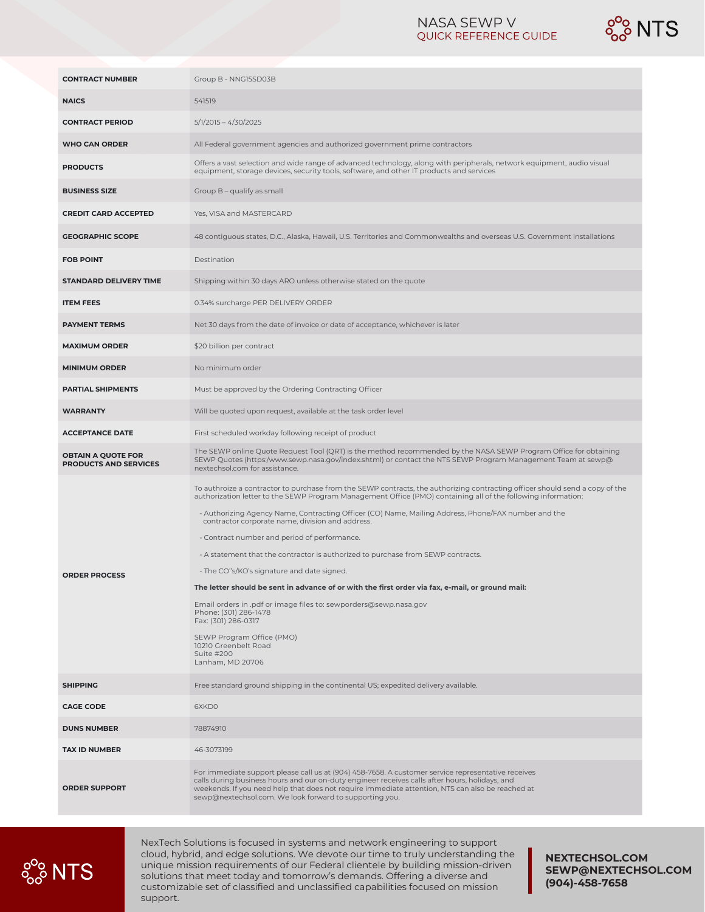# NASA SEWP V
## QUICK REFERENCE GUIDE

| | |
|---|---|
| **CONTRACT NUMBER** | Group B - NNG15SD03B |
| **NAICS** | 541519 |
| **CONTRACT PERIOD** | 5/1/2015 – 4/30/2025 |
| **WHO CAN ORDER** | All Federal government agencies and authorized government prime contractors |
| **PRODUCTS** | Offers a vast selection and wide range of advanced technology, along with peripherals, network equipment, audio visual equipment, storage devices, security tools, software, and other IT products and services |
| **BUSINESS SIZE** | Group B – qualify as small |
| **CREDIT CARD ACCEPTED** | Yes, VISA and MASTERCARD |
| **GEOGRAPHIC SCOPE** | 48 contiguous states, D.C., Alaska, Hawaii, U.S. Territories and Commonwealths and overseas U.S. Government installations |
| **FOB POINT** | Destination |
| **STANDARD DELIVERY TIME** | Shipping within 30 days ARO unless otherwise stated on the quote |
| **ITEM FEES** | 0.34% surcharge PER DELIVERY ORDER |
| **PAYMENT TERMS** | Net 30 days from the date of invoice or date of acceptance, whichever is later |
| **MAXIMUM ORDER** | $20 billion per contract |
| **MINIMUM ORDER** | No minimum order |
| **PARTIAL SHIPMENTS** | Must be approved by the Ordering Contracting Officer |
| **WARRANTY** | Will be quoted upon request, available at the task order level |
| **ACCEPTANCE DATE** | First scheduled workday following receipt of product |
| **OBTAIN A QUOTE FOR PRODUCTS AND SERVICES** | The SEWP online Quote Request Tool (QRT) is the method recommended by the NASA SEWP Program Office for obtaining SEWP Quotes (https:/www.sewp.nasa.gov/index.shtml) or contact the NTS SEWP Program Management Team at sewp@nextechsol.com for assistance. |
| **ORDER PROCESS** | To authroize a contractor to purchase from the SEWP contracts, the authorizing contracting officer should send a copy of the authorization letter to the SEWP Program Management Office (PMO) containing all of the following information:<br><br>- Authorizing Agency Name, Contracting Officer (CO) Name, Mailing Address, Phone/FAX number and the contractor corporate name, division and address.<br>- Contract number and period of performance.<br>- A statement that the contractor is authorized to purchase from SEWP contracts.<br>- The CO''s/KO's signature and date signed.<br><br>**The letter should be sent in advance of or with the first order via fax, e-mail, or ground mail:**<br><br>Email orders in .pdf or image files to: sewporders@sewp.nasa.gov<br>Phone: (301) 286-1478<br>Fax: (301) 286-0317<br><br>SEWP Program Office (PMO)<br>10210 Greenbelt Road<br>Suite #200<br>Lanham, MD 20706 |
| **SHIPPING** | Free standard ground shipping in the continental US; expedited delivery available. |
| **CAGE CODE** | 6XKD0 |
| **DUNS NUMBER** | 78874910 |
| **TAX ID NUMBER** | 46-3073199 |
| **ORDER SUPPORT** | For immediate support please call us at (904) 458-7658. A customer service representative receives calls during business hours and our on-duty engineer receives calls after hours, holidays, and weekends. If you need help that does not require immediate attention, NTS can also be reached at sewp@nextechsol.com. We look forward to supporting you. |

NTS

NexTech Solutions is focused in systems and network engineering to support cloud, hybrid, and edge solutions. We devote our time to truly understanding the unique mission requirements of our Federal clientele by building mission-driven solutions that meet today and tomorrow's demands. Offering a diverse and customizable set of classified and unclassified capabilities focused on mission support.

**NEXTECHSOL.COM**
**SEWP@NEXTECHSOL.COM**
**(904)-458-7658**